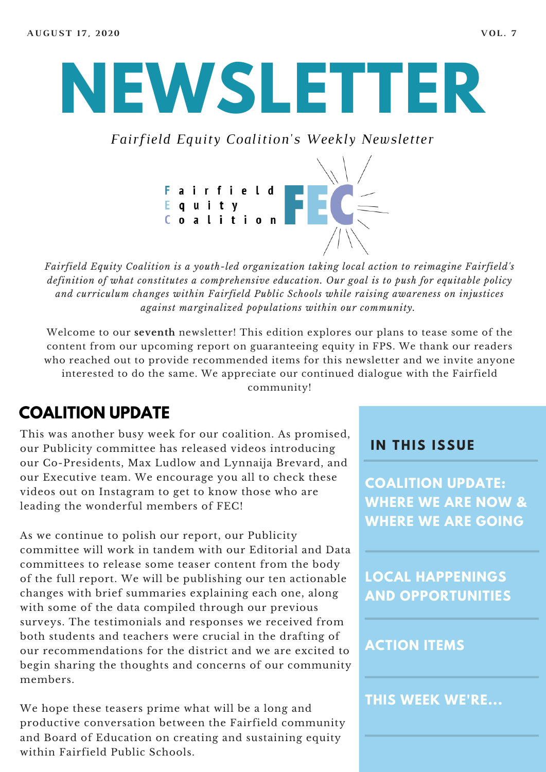AUGUST 17, 2020 VOL. 7

# NEWSLETTER

*Fairfield Equity Coalition's Weekly Newsletter*

Fairfield
Equity
Coalition FEC

*Fairfield Equity Coalition is a youth-led organization taking local action to reimagine Fairfield's definition of what constitutes a comprehensive education. Our goal is to push for equitable policy and curriculum changes within Fairfield Public Schools while raising awareness on injustices against marginalized populations within our community.*

Welcome to our **seventh** newsletter! This edition explores our plans to tease some of the content from our upcoming report on guaranteeing equity in FPS. We thank our readers who reached out to provide recommended items for this newsletter and we invite anyone interested to do the same. We appreciate our continued dialogue with the Fairfield community!

## COALITION UPDATE

This was another busy week for our coalition. As promised, our Publicity committee has released videos introducing our Co-Presidents, Max Ludlow and Lynnaija Brevard, and our Executive team. We encourage you all to check these videos out on Instagram to get to know those who are leading the wonderful members of FEC!

As we continue to polish our report, our Publicity committee will work in tandem with our Editorial and Data committees to release some teaser content from the body of the full report. We will be publishing our ten actionable changes with brief summaries explaining each one, along with some of the data compiled through our previous surveys. The testimonials and responses we received from both students and teachers were crucial in the drafting of our recommendations for the district and we are excited to begin sharing the thoughts and concerns of our community members.

We hope these teasers prime what will be a long and productive conversation between the Fairfield community and Board of Education on creating and sustaining equity within Fairfield Public Schools.

### IN THIS ISSUE

- COALITION UPDATE: WHERE WE ARE NOW & WHERE WE ARE GOING
- LOCAL HAPPENINGS AND OPPORTUNITIES
- ACTION ITEMS
- THIS WEEK WE'RE...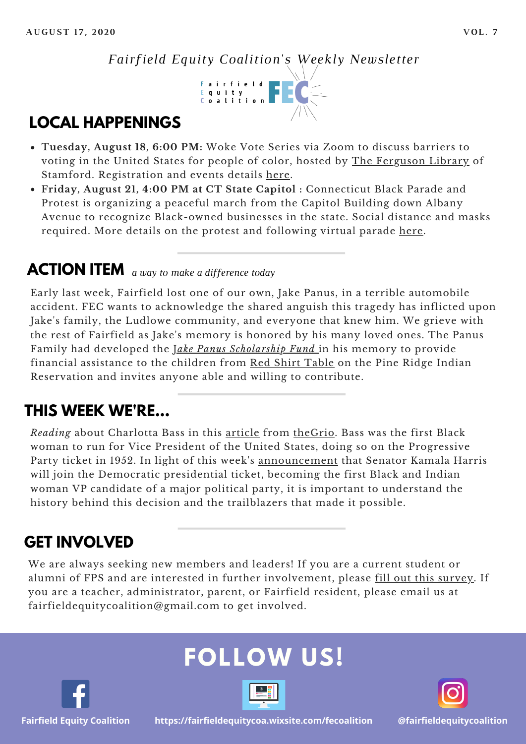AUGUST 17, 2020 VOL. 7

*Fairfield Equity Coalition's Weekly Newsletter*

Fairfield Equity Coalition FEC

## LOCAL HAPPENINGS

- **Tuesday, August 18, 6:00 PM:** Woke Vote Series via Zoom to discuss barriers to voting in the United States for people of color, hosted by The Ferguson Library of Stamford. Registration and events details here.
- **Friday, August 21, 4:00 PM at CT State Capitol :** Connecticut Black Parade and Protest is organizing a peaceful march from the Capitol Building down Albany Avenue to recognize Black-owned businesses in the state. Social distance and masks required. More details on the protest and following virtual parade here.

## ACTION ITEM *a way to make a difference today*

Early last week, Fairfield lost one of our own, Jake Panus, in a terrible automobile accident. FEC wants to acknowledge the shared anguish this tragedy has inflicted upon Jake's family, the Ludlowe community, and everyone that knew him. We grieve with the rest of Fairfield as Jake's memory is honored by his many loved ones. The Panus Family had developed the *Jake Panus Scholarship Fund* in his memory to provide financial assistance to the children from Red Shirt Table on the Pine Ridge Indian Reservation and invites anyone able and willing to contribute.

## THIS WEEK WE'RE...

*Reading* about Charlotta Bass in this article from theGrio. Bass was the first Black woman to run for Vice President of the United States, doing so on the Progressive Party ticket in 1952. In light of this week's announcement that Senator Kamala Harris will join the Democratic presidential ticket, becoming the first Black and Indian woman VP candidate of a major political party, it is important to understand the history behind this decision and the trailblazers that made it possible.

## GET INVOLVED

We are always seeking new members and leaders! If you are a current student or alumni of FPS and are interested in further involvement, please fill out this survey. If you are a teacher, administrator, parent, or Fairfield resident, please email us at fairfieldequitycoalition@gmail.com to get involved.

## FOLLOW US!

Fairfield Equity Coalition

https://fairfieldequitycoa.wixsite.com/fecoalition

@fairfieldequitycoalition